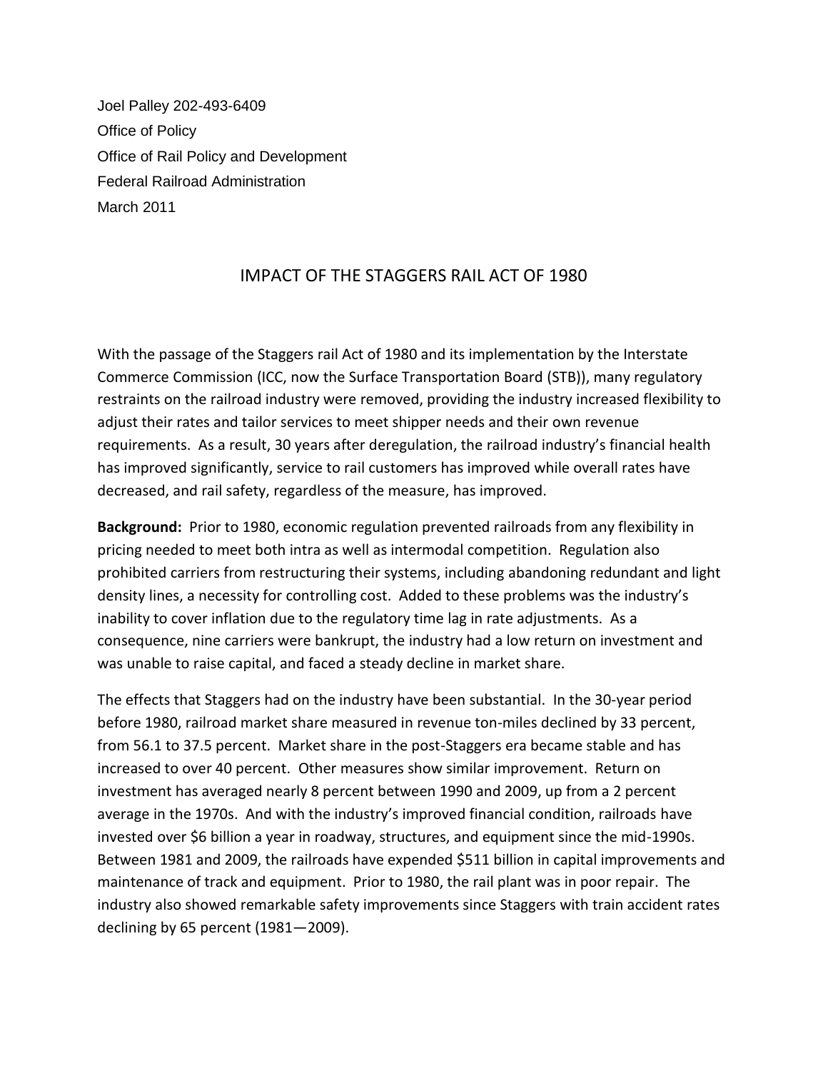Joel Palley 202-493-6409
Office of Policy
Office of Rail Policy and Development
Federal Railroad Administration
March 2011

# IMPACT OF THE STAGGERS RAIL ACT OF 1980

With the passage of the Staggers rail Act of 1980 and its implementation by the Interstate Commerce Commission (ICC, now the Surface Transportation Board (STB)), many regulatory restraints on the railroad industry were removed, providing the industry increased flexibility to adjust their rates and tailor services to meet shipper needs and their own revenue requirements. As a result, 30 years after deregulation, the railroad industry's financial health has improved significantly, service to rail customers has improved while overall rates have decreased, and rail safety, regardless of the measure, has improved.

**Background:** Prior to 1980, economic regulation prevented railroads from any flexibility in pricing needed to meet both intra as well as intermodal competition. Regulation also prohibited carriers from restructuring their systems, including abandoning redundant and light density lines, a necessity for controlling cost. Added to these problems was the industry's inability to cover inflation due to the regulatory time lag in rate adjustments. As a consequence, nine carriers were bankrupt, the industry had a low return on investment and was unable to raise capital, and faced a steady decline in market share.

The effects that Staggers had on the industry have been substantial. In the 30-year period before 1980, railroad market share measured in revenue ton-miles declined by 33 percent, from 56.1 to 37.5 percent. Market share in the post-Staggers era became stable and has increased to over 40 percent. Other measures show similar improvement. Return on investment has averaged nearly 8 percent between 1990 and 2009, up from a 2 percent average in the 1970s. And with the industry's improved financial condition, railroads have invested over $6 billion a year in roadway, structures, and equipment since the mid-1990s. Between 1981 and 2009, the railroads have expended $511 billion in capital improvements and maintenance of track and equipment. Prior to 1980, the rail plant was in poor repair. The industry also showed remarkable safety improvements since Staggers with train accident rates declining by 65 percent (1981—2009).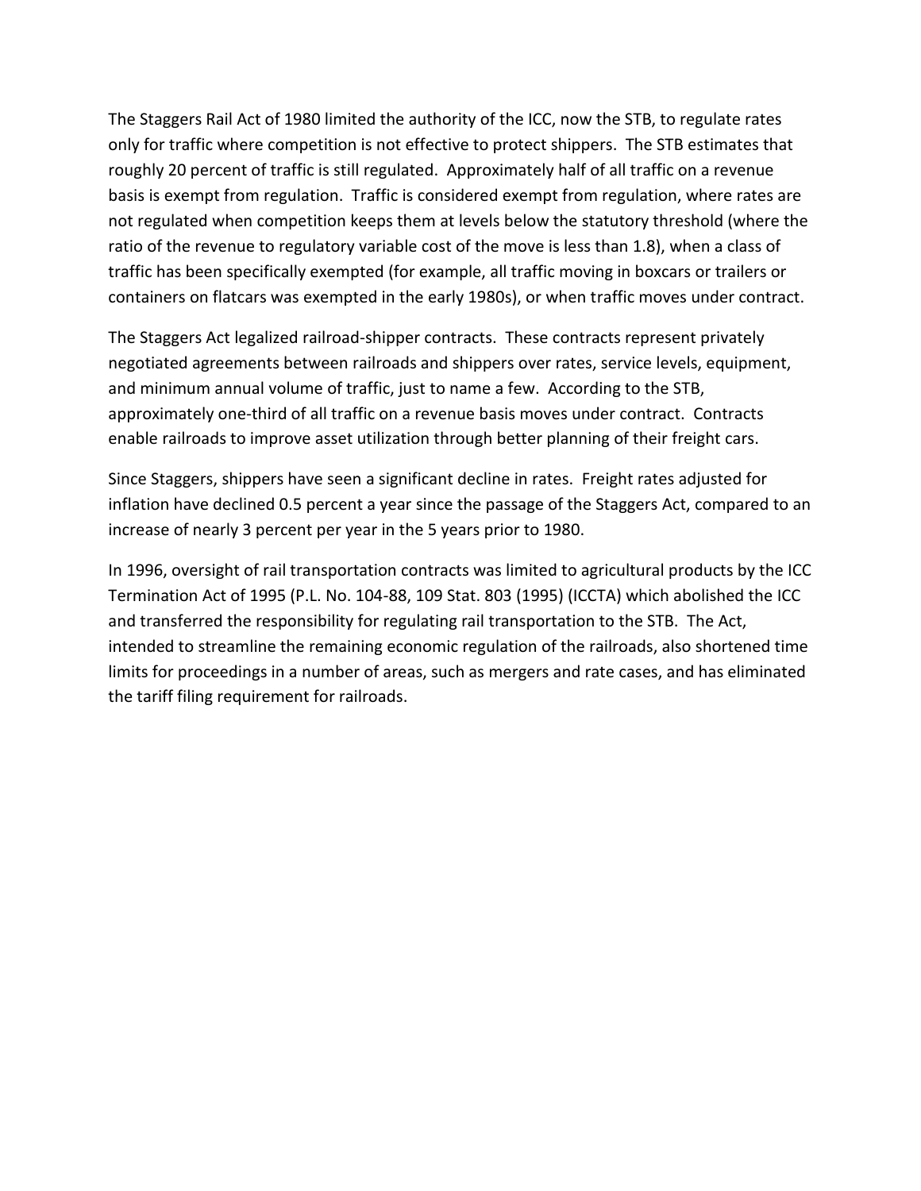The Staggers Rail Act of 1980 limited the authority of the ICC, now the STB, to regulate rates only for traffic where competition is not effective to protect shippers. The STB estimates that roughly 20 percent of traffic is still regulated. Approximately half of all traffic on a revenue basis is exempt from regulation. Traffic is considered exempt from regulation, where rates are not regulated when competition keeps them at levels below the statutory threshold (where the ratio of the revenue to regulatory variable cost of the move is less than 1.8), when a class of traffic has been specifically exempted (for example, all traffic moving in boxcars or trailers or containers on flatcars was exempted in the early 1980s), or when traffic moves under contract.

The Staggers Act legalized railroad-shipper contracts. These contracts represent privately negotiated agreements between railroads and shippers over rates, service levels, equipment, and minimum annual volume of traffic, just to name a few. According to the STB, approximately one-third of all traffic on a revenue basis moves under contract. Contracts enable railroads to improve asset utilization through better planning of their freight cars.

Since Staggers, shippers have seen a significant decline in rates. Freight rates adjusted for inflation have declined 0.5 percent a year since the passage of the Staggers Act, compared to an increase of nearly 3 percent per year in the 5 years prior to 1980.

In 1996, oversight of rail transportation contracts was limited to agricultural products by the ICC Termination Act of 1995 (P.L. No. 104-88, 109 Stat. 803 (1995) (ICCTA) which abolished the ICC and transferred the responsibility for regulating rail transportation to the STB. The Act, intended to streamline the remaining economic regulation of the railroads, also shortened time limits for proceedings in a number of areas, such as mergers and rate cases, and has eliminated the tariff filing requirement for railroads.